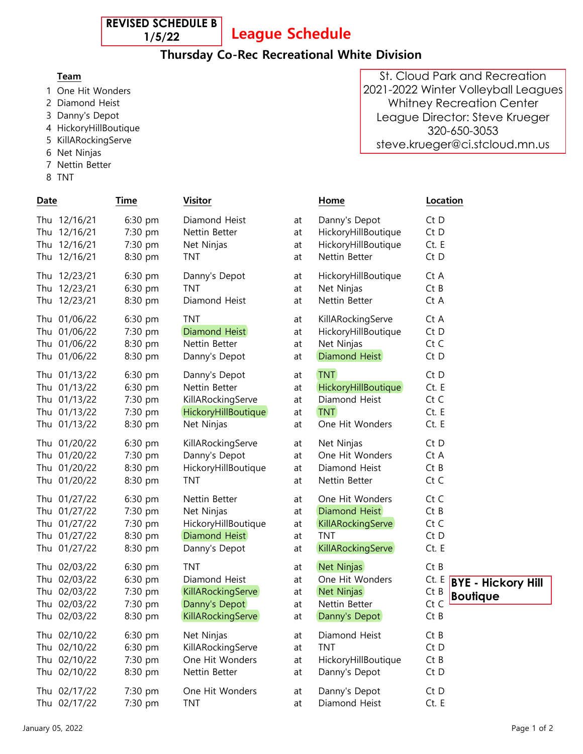**REVISED SCHEDULE B 1/5/22**

# League Schedule

## Thursday Co-Rec Recreational White Division

St. Cloud Park and Recreation
2021-2022 Winter Volleyball Leagues
Whitney Recreation Center
League Director: Steve Krueger
320-650-3053
steve.krueger@ci.stcloud.mn.us

**Team**

1. One Hit Wonders
2. Diamond Heist
3. Danny's Depot
4. HickoryHillBoutique
5. KillARockingServe
6. Net Ninjas
7. Nettin Better
8. TNT

| Date | Time | Visitor | | Home | Location |
|---|---|---|---|---|---|
| Thu 12/16/21 | 6:30 pm | Diamond Heist | at | Danny's Depot | Ct D |
| Thu 12/16/21 | 7:30 pm | Nettin Better | at | HickoryHillBoutique | Ct D |
| Thu 12/16/21 | 7:30 pm | Net Ninjas | at | HickoryHillBoutique | Ct. E |
| Thu 12/16/21 | 8:30 pm | TNT | at | Nettin Better | Ct D |
| Thu 12/23/21 | 6:30 pm | Danny's Depot | at | HickoryHillBoutique | Ct A |
| Thu 12/23/21 | 6:30 pm | TNT | at | Net Ninjas | Ct B |
| Thu 12/23/21 | 8:30 pm | Diamond Heist | at | Nettin Better | Ct A |
| Thu 01/06/22 | 6:30 pm | TNT | at | KillARockingServe | Ct A |
| Thu 01/06/22 | 7:30 pm | Diamond Heist | at | HickoryHillBoutique | Ct D |
| Thu 01/06/22 | 8:30 pm | Nettin Better | at | Net Ninjas | Ct C |
| Thu 01/06/22 | 8:30 pm | Danny's Depot | at | Diamond Heist | Ct D |
| Thu 01/13/22 | 6:30 pm | Danny's Depot | at | TNT | Ct D |
| Thu 01/13/22 | 6:30 pm | Nettin Better | at | HickoryHillBoutique | Ct. E |
| Thu 01/13/22 | 7:30 pm | KillARockingServe | at | Diamond Heist | Ct C |
| Thu 01/13/22 | 7:30 pm | HickoryHillBoutique | at | TNT | Ct. E |
| Thu 01/13/22 | 8:30 pm | Net Ninjas | at | One Hit Wonders | Ct. E |
| Thu 01/20/22 | 6:30 pm | KillARockingServe | at | Net Ninjas | Ct D |
| Thu 01/20/22 | 7:30 pm | Danny's Depot | at | One Hit Wonders | Ct A |
| Thu 01/20/22 | 8:30 pm | HickoryHillBoutique | at | Diamond Heist | Ct B |
| Thu 01/20/22 | 8:30 pm | TNT | at | Nettin Better | Ct C |
| Thu 01/27/22 | 6:30 pm | Nettin Better | at | One Hit Wonders | Ct C |
| Thu 01/27/22 | 7:30 pm | Net Ninjas | at | Diamond Heist | Ct B |
| Thu 01/27/22 | 7:30 pm | HickoryHillBoutique | at | KillARockingServe | Ct C |
| Thu 01/27/22 | 8:30 pm | Diamond Heist | at | TNT | Ct D |
| Thu 01/27/22 | 8:30 pm | Danny's Depot | at | KillARockingServe | Ct. E |
| Thu 02/03/22 | 6:30 pm | TNT | at | Net Ninjas | Ct B |
| Thu 02/03/22 | 6:30 pm | Diamond Heist | at | One Hit Wonders | Ct. E |
| Thu 02/03/22 | 7:30 pm | KillARockingServe | at | Net Ninjas | Ct B |
| Thu 02/03/22 | 7:30 pm | Danny's Depot | at | Nettin Better | Ct C |
| Thu 02/03/22 | 8:30 pm | KillARockingServe | at | Danny's Depot | Ct B |
| Thu 02/10/22 | 6:30 pm | Net Ninjas | at | Diamond Heist | Ct B |
| Thu 02/10/22 | 6:30 pm | KillARockingServe | at | TNT | Ct D |
| Thu 02/10/22 | 7:30 pm | One Hit Wonders | at | HickoryHillBoutique | Ct B |
| Thu 02/10/22 | 8:30 pm | Nettin Better | at | Danny's Depot | Ct D |
| Thu 02/17/22 | 7:30 pm | One Hit Wonders | at | Danny's Depot | Ct D |
| Thu 02/17/22 | 7:30 pm | TNT | at | Diamond Heist | Ct. E |

**BYE - Hickory Hill Boutique** (02/03/22)

January 05, 2022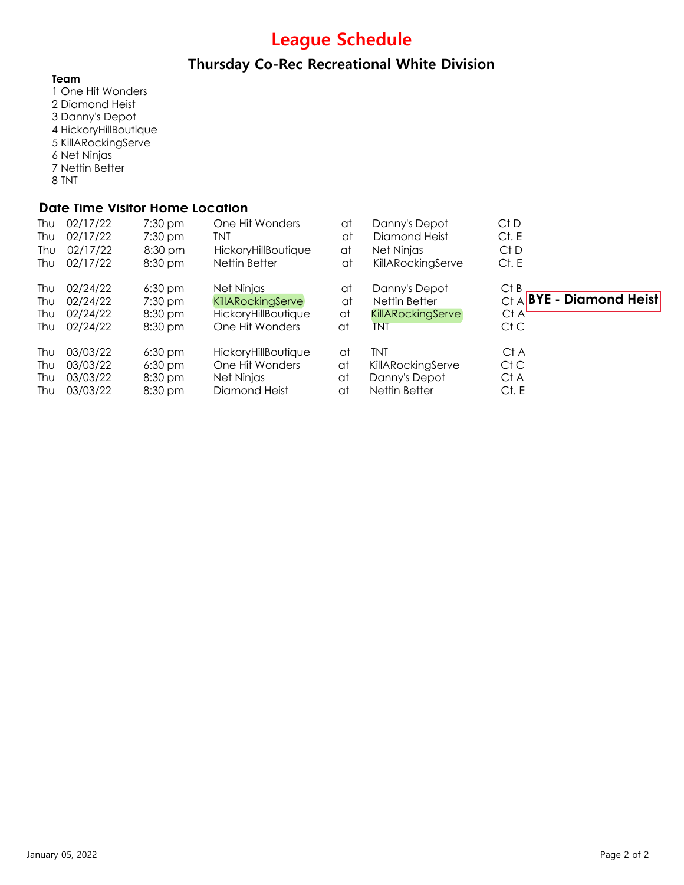# League Schedule

## Thursday Co-Rec Recreational White Division

**Team**

1 One Hit Wonders
2 Diamond Heist
3 Danny's Depot
4 HickoryHillBoutique
5 KillARockingServe
6 Net Ninjas
7 Nettin Better
8 TNT

### Date Time Visitor Home Location

| | | | | | | | |
|---|---|---|---|---|---|---|---|
| Thu | 02/17/22 | 7:30 pm | One Hit Wonders | at | Danny's Depot | Ct D | |
| Thu | 02/17/22 | 7:30 pm | TNT | at | Diamond Heist | Ct. E | |
| Thu | 02/17/22 | 8:30 pm | HickoryHillBoutique | at | Net Ninjas | Ct D | |
| Thu | 02/17/22 | 8:30 pm | Nettin Better | at | KillARockingServe | Ct. E | |
| Thu | 02/24/22 | 6:30 pm | Net Ninjas | at | Danny's Depot | Ct B | |
| Thu | 02/24/22 | 7:30 pm | KillARockingServe | at | Nettin Better | Ct A | **BYE - Diamond Heist** |
| Thu | 02/24/22 | 8:30 pm | HickoryHillBoutique | at | KillARockingServe | Ct A | |
| Thu | 02/24/22 | 8:30 pm | One Hit Wonders | at | TNT | Ct C | |
| Thu | 03/03/22 | 6:30 pm | HickoryHillBoutique | at | TNT | Ct A | |
| Thu | 03/03/22 | 6:30 pm | One Hit Wonders | at | KillARockingServe | Ct C | |
| Thu | 03/03/22 | 8:30 pm | Net Ninjas | at | Danny's Depot | Ct A | |
| Thu | 03/03/22 | 8:30 pm | Diamond Heist | at | Nettin Better | Ct. E | |

January 05, 2022